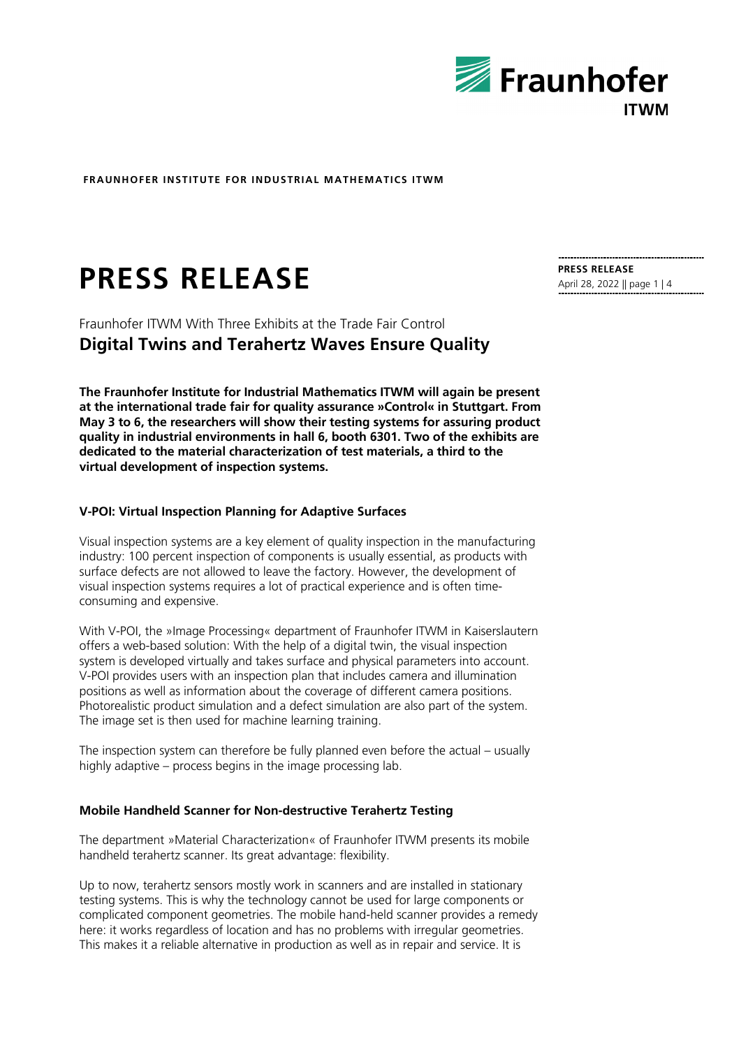**FRAUNHOFER INSTITUTE FOR INDUSTRIAL MATHEMATICS ITWM**

# PRESS RELEASE

**PRESS RELEASE**
April 28, 2022 || page 1 | 4

Fraunhofer ITWM With Three Exhibits at the Trade Fair Control

## Digital Twins and Terahertz Waves Ensure Quality

**The Fraunhofer Institute for Industrial Mathematics ITWM will again be present at the international trade fair for quality assurance »Control« in Stuttgart. From May 3 to 6, the researchers will show their testing systems for assuring product quality in industrial environments in hall 6, booth 6301. Two of the exhibits are dedicated to the material characterization of test materials, a third to the virtual development of inspection systems.**

### V-POI: Virtual Inspection Planning for Adaptive Surfaces

Visual inspection systems are a key element of quality inspection in the manufacturing industry: 100 percent inspection of components is usually essential, as products with surface defects are not allowed to leave the factory. However, the development of visual inspection systems requires a lot of practical experience and is often time-consuming and expensive.

With V-POI, the »Image Processing« department of Fraunhofer ITWM in Kaiserslautern offers a web-based solution: With the help of a digital twin, the visual inspection system is developed virtually and takes surface and physical parameters into account. V-POI provides users with an inspection plan that includes camera and illumination positions as well as information about the coverage of different camera positions. Photorealistic product simulation and a defect simulation are also part of the system. The image set is then used for machine learning training.

The inspection system can therefore be fully planned even before the actual – usually highly adaptive – process begins in the image processing lab.

### Mobile Handheld Scanner for Non-destructive Terahertz Testing

The department »Material Characterization« of Fraunhofer ITWM presents its mobile handheld terahertz scanner. Its great advantage: flexibility.

Up to now, terahertz sensors mostly work in scanners and are installed in stationary testing systems. This is why the technology cannot be used for large components or complicated component geometries. The mobile hand-held scanner provides a remedy here: it works regardless of location and has no problems with irregular geometries. This makes it a reliable alternative in production as well as in repair and service. It is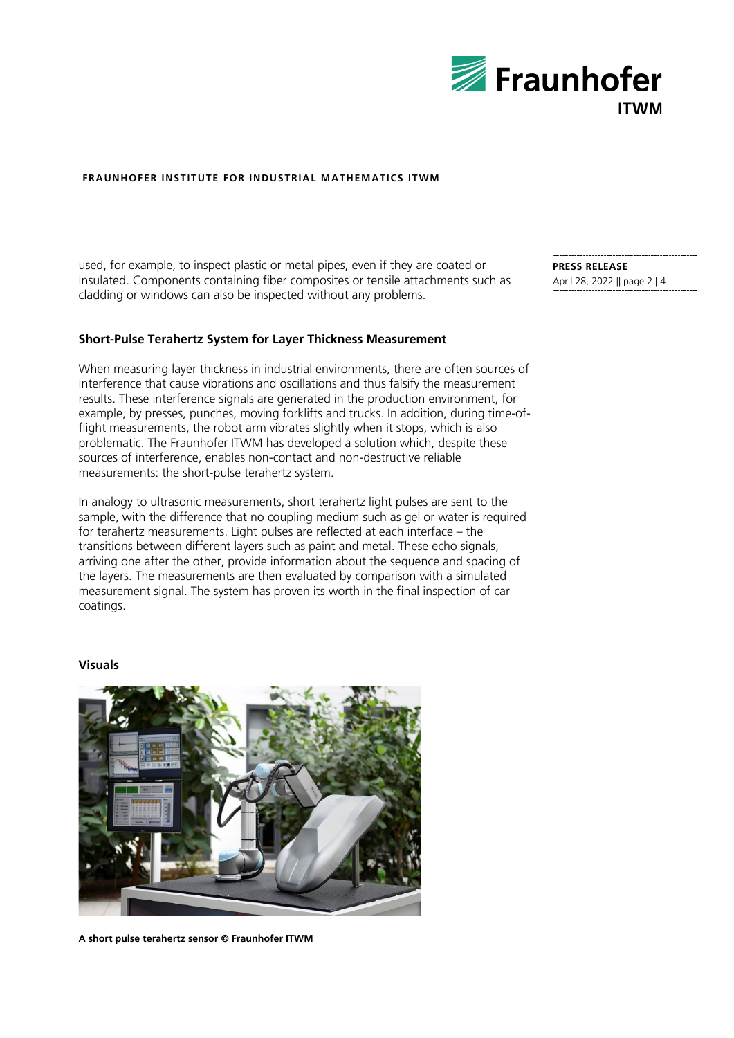used, for example, to inspect plastic or metal pipes, even if they are coated or insulated. Components containing fiber composites or tensile attachments such as cladding or windows can also be inspected without any problems.

## Short-Pulse Terahertz System for Layer Thickness Measurement

When measuring layer thickness in industrial environments, there are often sources of interference that cause vibrations and oscillations and thus falsify the measurement results. These interference signals are generated in the production environment, for example, by presses, punches, moving forklifts and trucks. In addition, during time-of-flight measurements, the robot arm vibrates slightly when it stops, which is also problematic. The Fraunhofer ITWM has developed a solution which, despite these sources of interference, enables non-contact and non-destructive reliable measurements: the short-pulse terahertz system.

In analogy to ultrasonic measurements, short terahertz light pulses are sent to the sample, with the difference that no coupling medium such as gel or water is required for terahertz measurements. Light pulses are reflected at each interface – the transitions between different layers such as paint and metal. These echo signals, arriving one after the other, provide information about the sequence and spacing of the layers. The measurements are then evaluated by comparison with a simulated measurement signal. The system has proven its worth in the final inspection of car coatings.

## Visuals

**A short pulse terahertz sensor © Fraunhofer ITWM**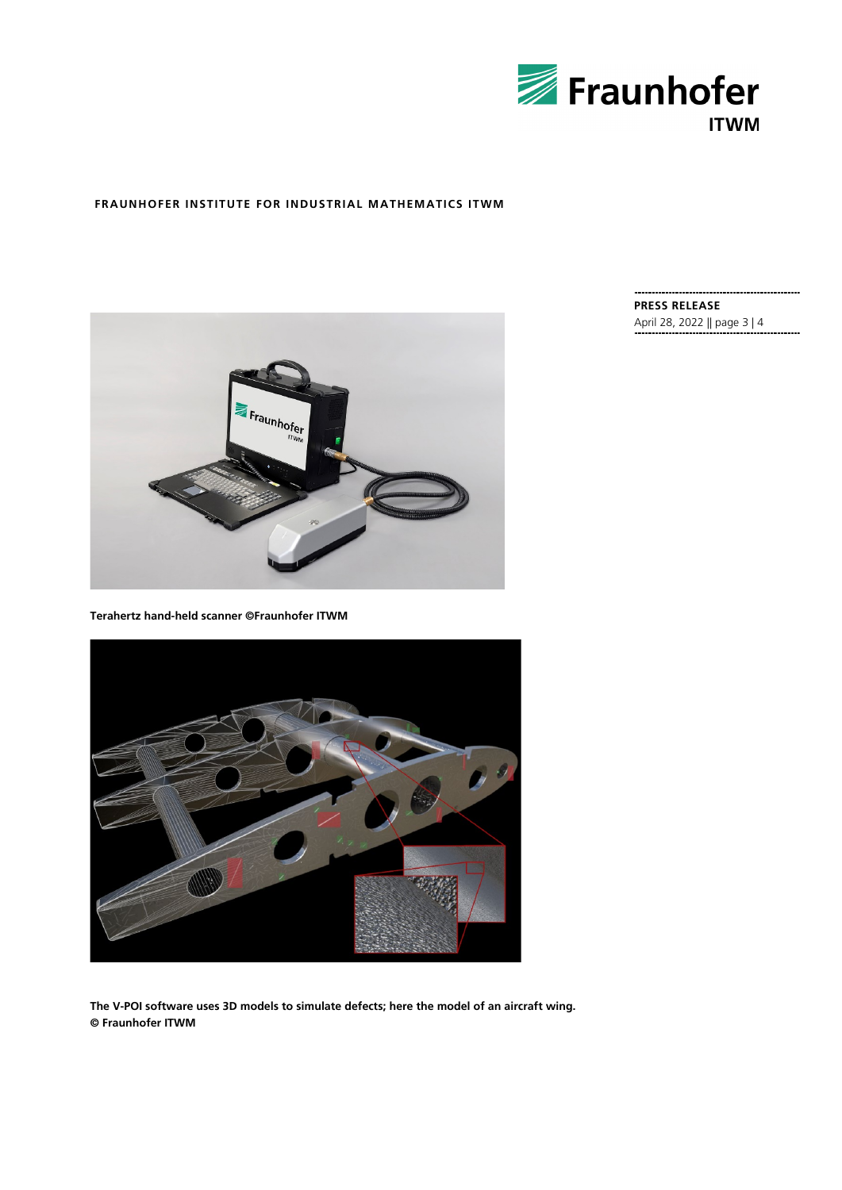Terahertz hand-held scanner ©Fraunhofer ITWM

The V-POI software uses 3D models to simulate defects; here the model of an aircraft wing. © Fraunhofer ITWM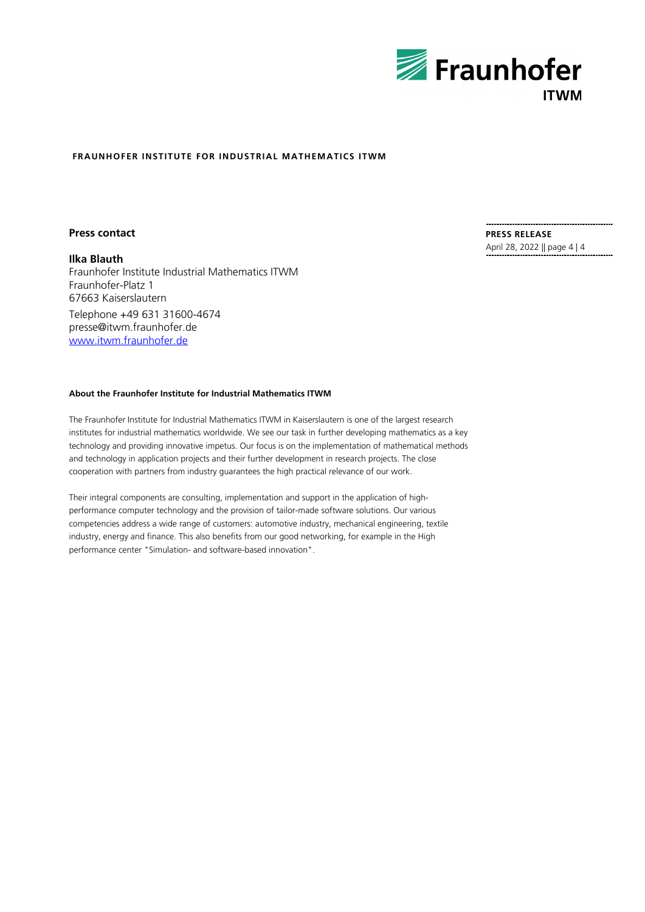FRAUNHOFER INSTITUTE FOR INDUSTRIAL MATHEMATICS ITWM

**Press contact**

**Ilka Blauth**
Fraunhofer Institute Industrial Mathematics ITWM
Fraunhofer-Platz 1
67663 Kaiserslautern

Telephone +49 631 31600-4674
presse@itwm.fraunhofer.de
www.itwm.fraunhofer.de

**About the Fraunhofer Institute for Industrial Mathematics ITWM**

The Fraunhofer Institute for Industrial Mathematics ITWM in Kaiserslautern is one of the largest research institutes for industrial mathematics worldwide. We see our task in further developing mathematics as a key technology and providing innovative impetus. Our focus is on the implementation of mathematical methods and technology in application projects and their further development in research projects. The close cooperation with partners from industry guarantees the high practical relevance of our work.

Their integral components are consulting, implementation and support in the application of high-performance computer technology and the provision of tailor-made software solutions. Our various competencies address a wide range of customers: automotive industry, mechanical engineering, textile industry, energy and finance. This also benefits from our good networking, for example in the High performance center "Simulation- and software-based innovation".